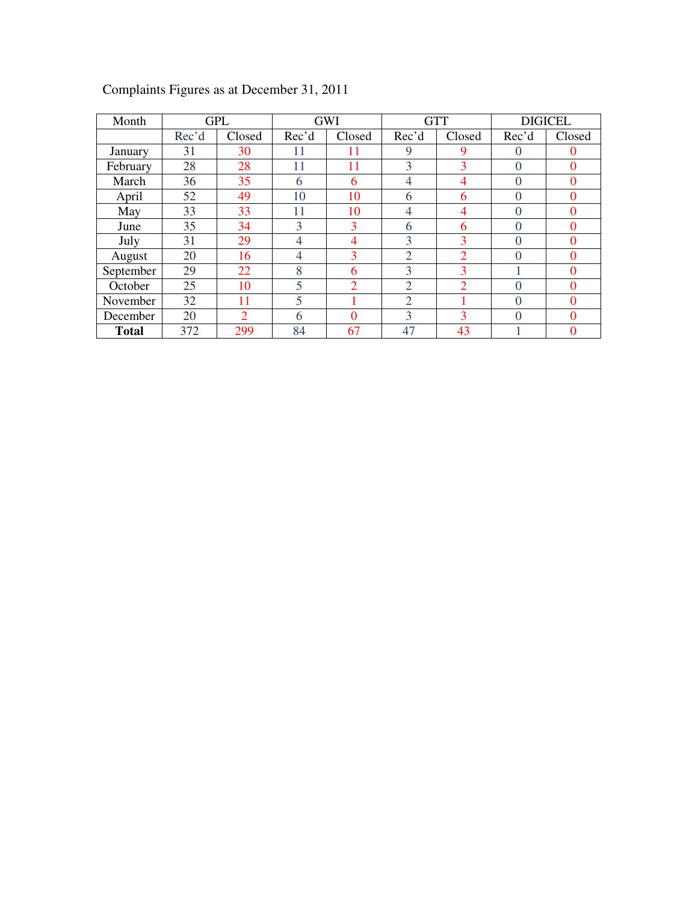Complaints Figures as at December 31, 2011

| Month | GPL | | GWI | | GTT | | DIGICEL | |
|---|---|---|---|---|---|---|---|---|
| | Rec'd | Closed | Rec'd | Closed | Rec'd | Closed | Rec'd | Closed |
| January | 31 | 30 | 11 | 11 | 9 | 9 | 0 | 0 |
| February | 28 | 28 | 11 | 11 | 3 | 3 | 0 | 0 |
| March | 36 | 35 | 6 | 6 | 4 | 4 | 0 | 0 |
| April | 52 | 49 | 10 | 10 | 6 | 6 | 0 | 0 |
| May | 33 | 33 | 11 | 10 | 4 | 4 | 0 | 0 |
| June | 35 | 34 | 3 | 3 | 6 | 6 | 0 | 0 |
| July | 31 | 29 | 4 | 4 | 3 | 3 | 0 | 0 |
| August | 20 | 16 | 4 | 3 | 2 | 2 | 0 | 0 |
| September | 29 | 22 | 8 | 6 | 3 | 3 | 1 | 0 |
| October | 25 | 10 | 5 | 2 | 2 | 2 | 0 | 0 |
| November | 32 | 11 | 5 | 1 | 2 | 1 | 0 | 0 |
| December | 20 | 2 | 6 | 0 | 3 | 3 | 0 | 0 |
| **Total** | 372 | 299 | 84 | 67 | 47 | 43 | 1 | 0 |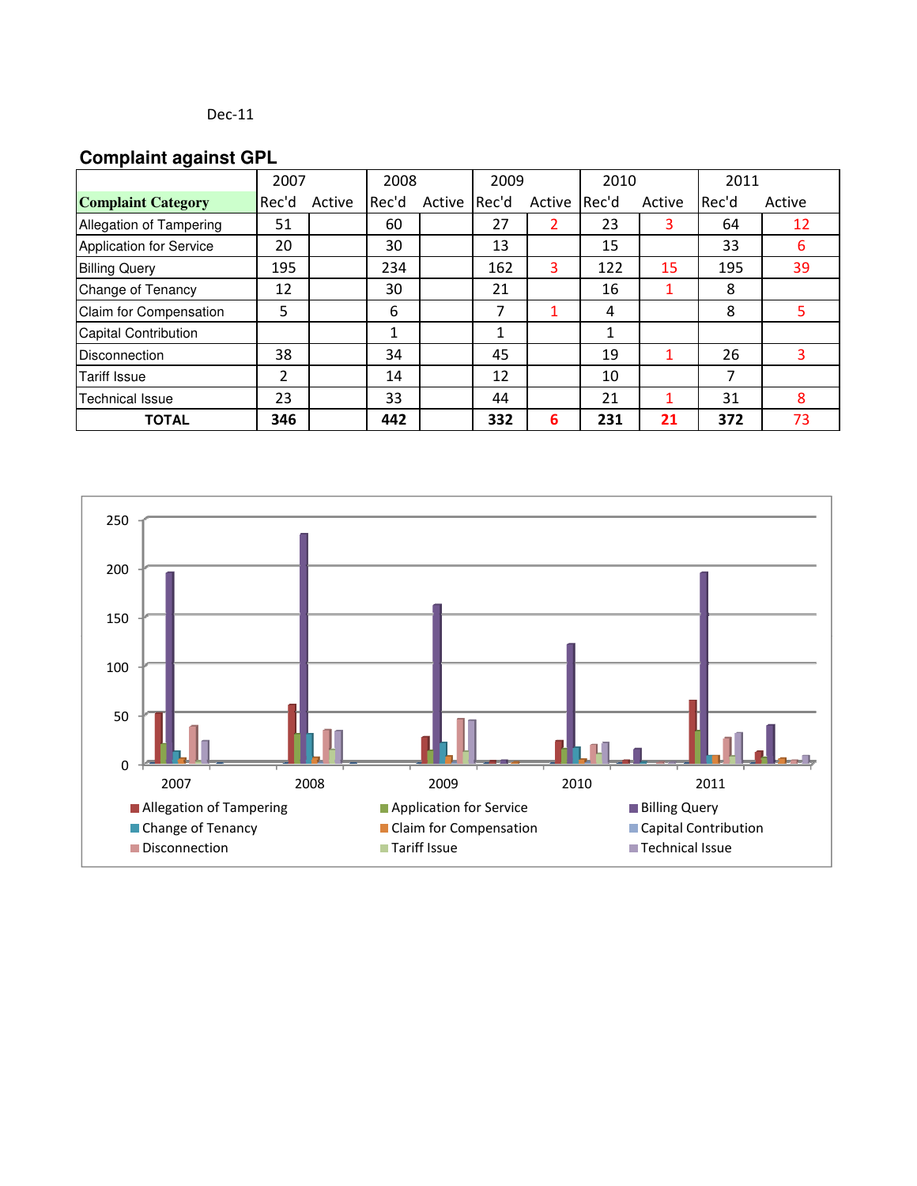Dec-11

## Complaint against GPL

| Complaint Category | 2007 | | 2008 | | 2009 | | 2010 | | 2011 | |
|---|---|---|---|---|---|---|---|---|---|---|
| | Rec'd | Active | Rec'd | Active | Rec'd | Active | Rec'd | Active | Rec'd | Active |
| Allegation of Tampering | 51 | | 60 | | 27 | 2 | 23 | 3 | 64 | 12 |
| Application for Service | 20 | | 30 | | 13 | | 15 | | 33 | 6 |
| Billing Query | 195 | | 234 | | 162 | 3 | 122 | 15 | 195 | 39 |
| Change of Tenancy | 12 | | 30 | | 21 | | 16 | 1 | 8 | |
| Claim for Compensation | 5 | | 6 | | 7 | 1 | 4 | | 8 | 5 |
| Capital Contribution | | | 1 | | 1 | | 1 | | | |
| Disconnection | 38 | | 34 | | 45 | | 19 | 1 | 26 | 3 |
| Tariff Issue | 2 | | 14 | | 12 | | 10 | | 7 | |
| Technical Issue | 23 | | 33 | | 44 | | 21 | 1 | 31 | 8 |
| **TOTAL** | **346** | | **442** | | **332** | **6** | **231** | **21** | **372** | 73 |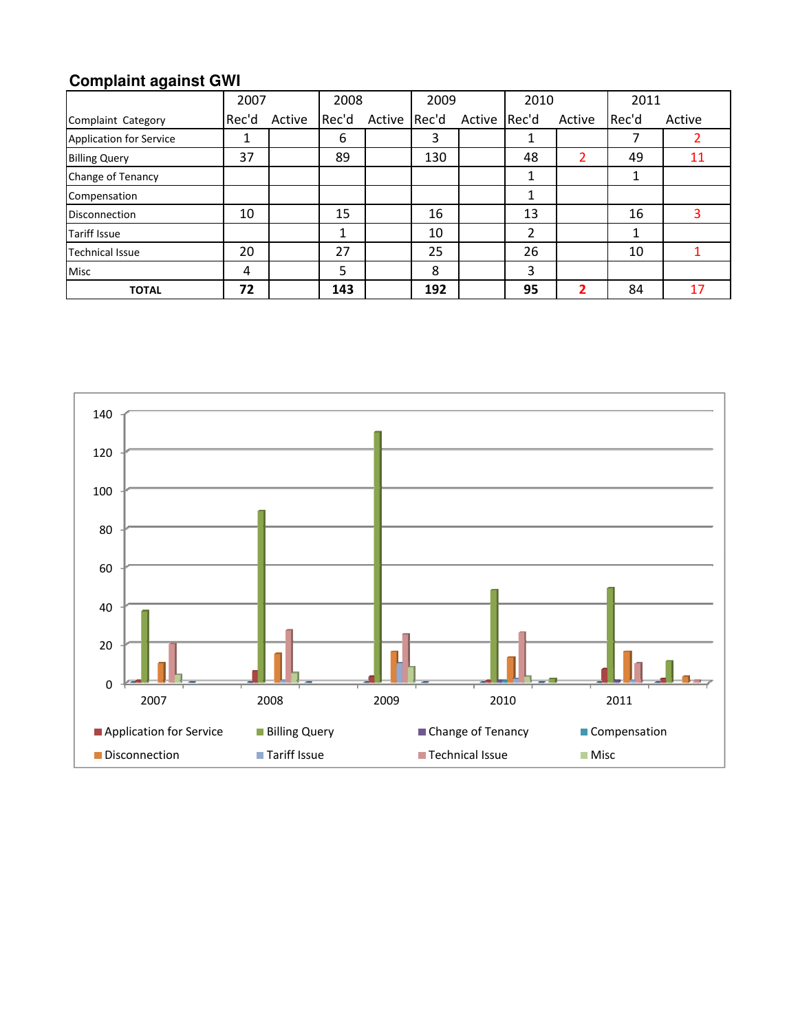## Complaint against GWI

| Complaint Category | 2007 | | 2008 | | 2009 | | 2010 | | 2011 | |
|---|---|---|---|---|---|---|---|---|---|---|
| | Rec'd | Active | Rec'd | Active | Rec'd | Active | Rec'd | Active | Rec'd | Active |
| Application for Service | 1 | | 6 | | 3 | | 1 | | 7 | 2 |
| Billing Query | 37 | | 89 | | 130 | | 48 | 2 | 49 | 11 |
| Change of Tenancy | | | | | | | 1 | | 1 | |
| Compensation | | | | | | | 1 | | | |
| Disconnection | 10 | | 15 | | 16 | | 13 | | 16 | 3 |
| Tariff Issue | | | 1 | | 10 | | 2 | | 1 | |
| Technical Issue | 20 | | 27 | | 25 | | 26 | | 10 | 1 |
| Misc | 4 | | 5 | | 8 | | 3 | | | |
| **TOTAL** | **72** | | **143** | | **192** | | **95** | **2** | 84 | 17 |

Legend: Application for Service, Billing Query, Change of Tenancy, Compensation, Disconnection, Tariff Issue, Technical Issue, Misc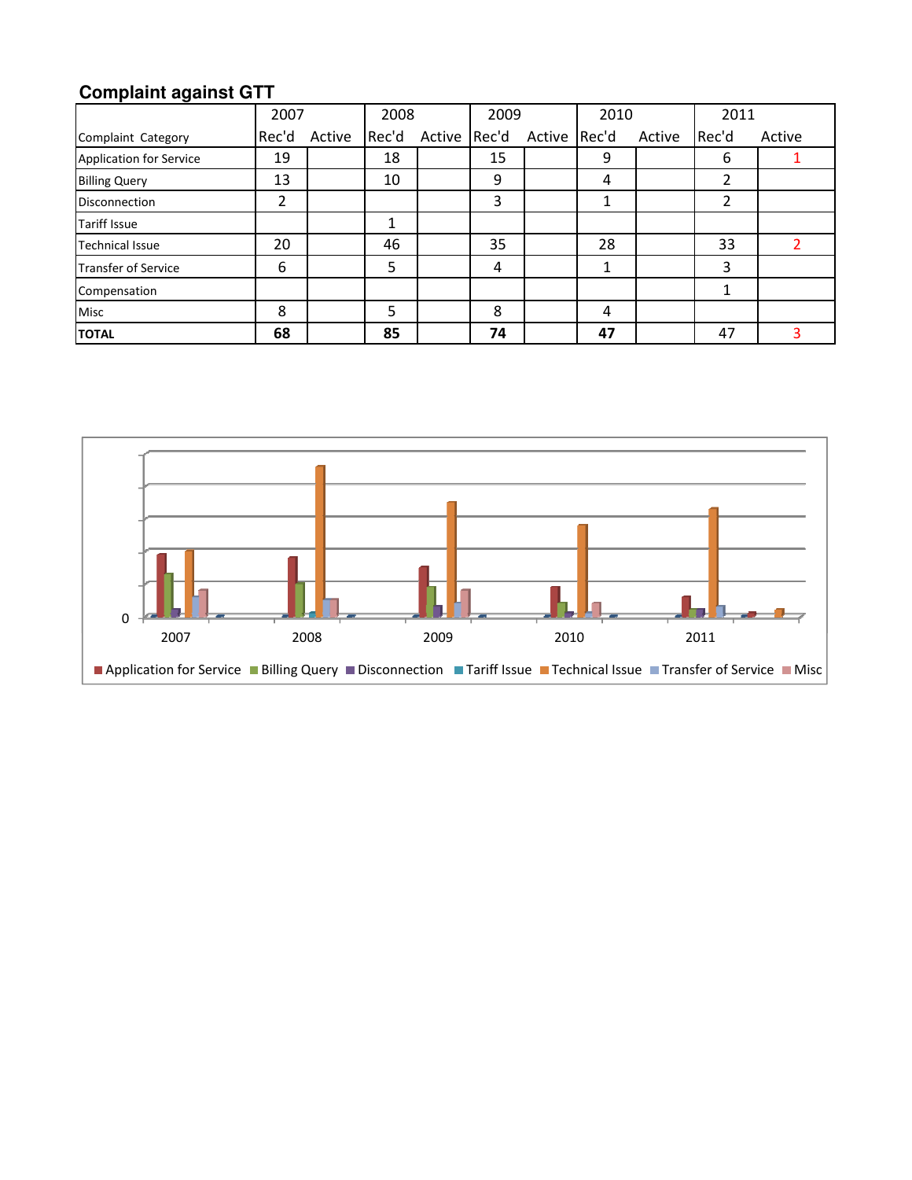## Complaint against GTT

| Complaint Category | 2007 | | 2008 | | 2009 | | 2010 | | 2011 | |
|---|---|---|---|---|---|---|---|---|---|---|
| | Rec'd | Active | Rec'd | Active | Rec'd | Active | Rec'd | Active | Rec'd | Active |
| Application for Service | 19 | | 18 | | 15 | | 9 | | 6 | 1 |
| Billing Query | 13 | | 10 | | 9 | | 4 | | 2 | |
| Disconnection | 2 | | | | 3 | | 1 | | 2 | |
| Tariff Issue | | | 1 | | | | | | | |
| Technical Issue | 20 | | 46 | | 35 | | 28 | | 33 | 2 |
| Transfer of Service | 6 | | 5 | | 4 | | 1 | | 3 | |
| Compensation | | | | | | | | | 1 | |
| Misc | 8 | | 5 | | 8 | | 4 | | | |
| **TOTAL** | **68** | | **85** | | **74** | | **47** | | 47 | 3 |

0

2007 2008 2009 2010 2011

■ Application for Service ■ Billing Query ■ Disconnection ■ Tariff Issue ■ Technical Issue ■ Transfer of Service ■ Misc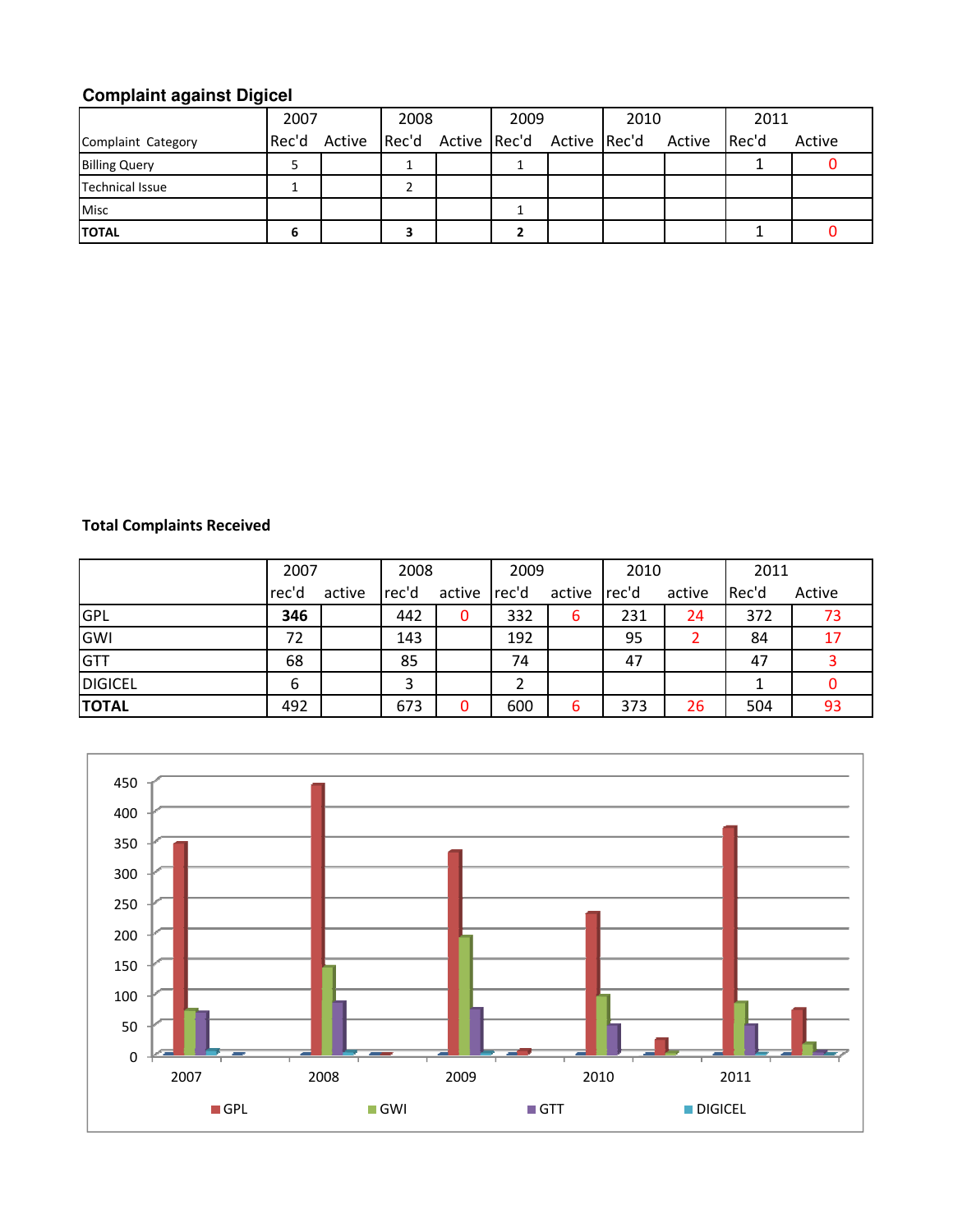**Complaint against Digicel**

| Complaint Category | 2007 Rec'd | 2007 Active | 2008 Rec'd | 2008 Active | 2009 Rec'd | 2009 Active | 2010 Rec'd | 2010 Active | 2011 Rec'd | 2011 Active |
|---|---|---|---|---|---|---|---|---|---|---|
| Billing Query | 5 | | 1 | | 1 | | | | 1 | 0 |
| Technical Issue | 1 | | 2 | | | | | | | |
| Misc | | | | | 1 | | | | | |
| **TOTAL** | **6** | | **3** | | **2** | | | | 1 | 0 |

**Total Complaints Received**

| | 2007 rec'd | 2007 active | 2008 rec'd | 2008 active | 2009 rec'd | 2009 active | 2010 rec'd | 2010 active | 2011 Rec'd | 2011 Active |
|---|---|---|---|---|---|---|---|---|---|---|
| GPL | **346** | | 442 | 0 | 332 | 6 | 231 | 24 | 372 | 73 |
| GWI | 72 | | 143 | | 192 | | 95 | 2 | 84 | 17 |
| GTT | 68 | | 85 | | 74 | | 47 | | 47 | 3 |
| DIGICEL | 6 | | 3 | | 2 | | | | 1 | 0 |
| **TOTAL** | 492 | | 673 | 0 | 600 | 6 | 373 | 26 | 504 | 93 |

450
400
350
300
250
200
150
100
50
0

2007 2008 2009 2010 2011

GPL GWI GTT DIGICEL